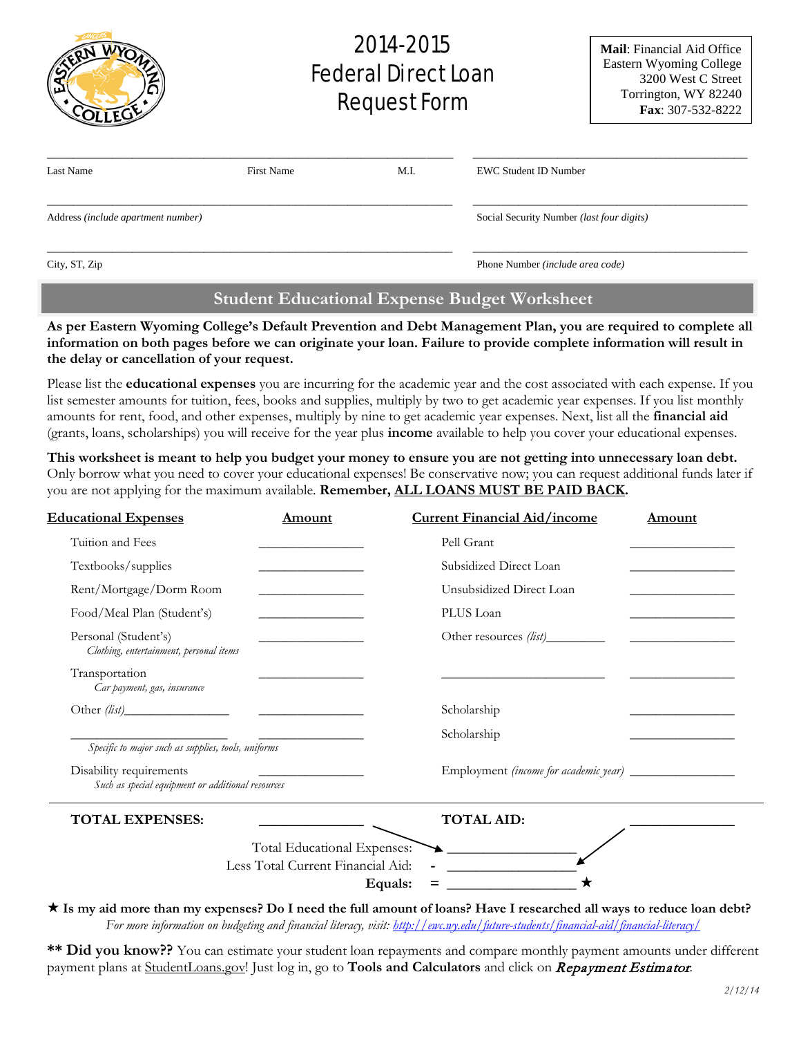# 2014-2015 Federal Direct Loan Request Form

**Mail**: Financial Aid Office
Eastern Wyoming College
3200 West C Street
Torrington, WY 82240
**Fax**: 307-532-8222

| Last Name | First Name | M.I. | EWC Student ID Number |
|---|---|---|---|
| Address *(include apartment number)* | | | Social Security Number *(last four digits)* |
| City, ST, Zip | | | Phone Number *(include area code)* |

## Student Educational Expense Budget Worksheet

**As per Eastern Wyoming College's Default Prevention and Debt Management Plan, you are required to complete all information on both pages before we can originate your loan. Failure to provide complete information will result in the delay or cancellation of your request.**

Please list the **educational expenses** you are incurring for the academic year and the cost associated with each expense. If you list semester amounts for tuition, fees, books and supplies, multiply by two to get academic year expenses. If you list monthly amounts for rent, food, and other expenses, multiply by nine to get academic year expenses. Next, list all the **financial aid** (grants, loans, scholarships) you will receive for the year plus **income** available to help you cover your educational expenses.

**This worksheet is meant to help you budget your money to ensure you are not getting into unnecessary loan debt.** Only borrow what you need to cover your educational expenses! Be conservative now; you can request additional funds later if you are not applying for the maximum available. **Remember, ALL LOANS MUST BE PAID BACK.**

| **Educational Expenses** | **Amount** | **Current Financial Aid/income** | **Amount** |
|---|---|---|---|
| Tuition and Fees | ______ | Pell Grant | ______ |
| Textbooks/supplies | ______ | Subsidized Direct Loan | ______ |
| Rent/Mortgage/Dorm Room | ______ | Unsubsidized Direct Loan | ______ |
| Food/Meal Plan (Student's) | ______ | PLUS Loan | ______ |
| Personal (Student's) *Clothing, entertainment, personal items* | ______ | Other resources *(list)*______ | ______ |
| Transportation *Car payment, gas, insurance* | ______ | ______ | ______ |
| Other *(list)*______ | ______ | Scholarship | ______ |
| ______ *Specific to major such as supplies, tools, uniforms* | ______ | Scholarship | ______ |
| Disability requirements *Such as special equipment or additional resources* | ______ | Employment *(income for academic year)* | ______ |
| **TOTAL EXPENSES:** | ______ | **TOTAL AID:** | ______ |

Total Educational Expenses: ______
Less Total Current Financial Aid: - ______
**Equals:** = ______ ★

★ **Is my aid more than my expenses? Do I need the full amount of loans? Have I researched all ways to reduce loan debt?**
*For more information on budgeting and financial literacy, visit: http://ewc.wy.edu/future-students/financial-aid/financial-literacy/*

**** Did you know??** You can estimate your student loan repayments and compare monthly payment amounts under different payment plans at StudentLoans.gov! Just log in, go to **Tools and Calculators** and click on ***Repayment Estimator***.

*2/12/14*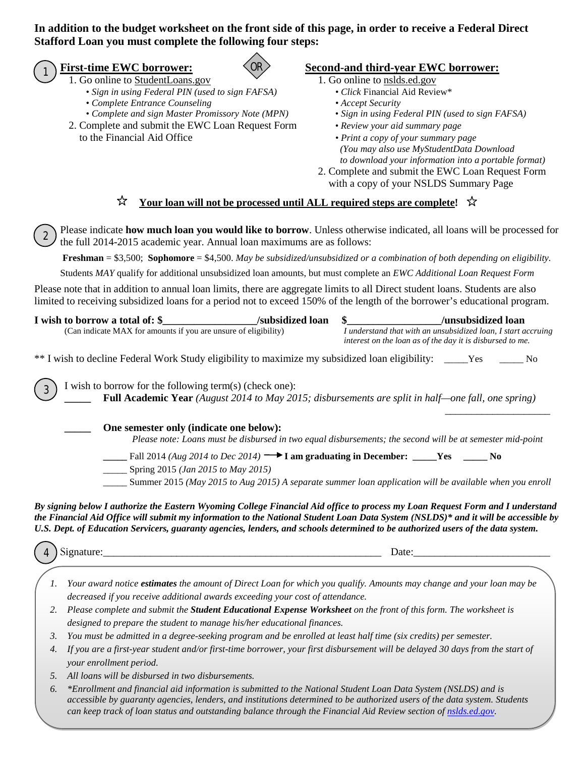**In addition to the budget worksheet on the front side of this page, in order to receive a Federal Direct Stafford Loan you must complete the following four steps:**

1

**First-time EWC borrower:**

1. Go online to StudentLoans.gov
   - *Sign in using Federal PIN (used to sign FAFSA)*
   - *Complete Entrance Counseling*
   - *Complete and sign Master Promissory Note (MPN)*
2. Complete and submit the EWC Loan Request Form to the Financial Aid Office

OR

**Second-and third-year EWC borrower:**

1. Go online to nslds.ed.gov
   - *Click* Financial Aid Review*
   - *Accept Security*
   - *Sign in using Federal PIN (used to sign FAFSA)*
   - *Review your aid summary page*
   - *Print a copy of your summary page (You may also use MyStudentData Download to download your information into a portable format)*
2. Complete and submit the EWC Loan Request Form with a copy of your NSLDS Summary Page

☆ **Your loan will not be processed until ALL required steps are complete!** ☆

2

Please indicate **how much loan you would like to borrow**. Unless otherwise indicated, all loans will be processed for the full 2014-2015 academic year. Annual loan maximums are as follows:

**Freshman** = $3,500; **Sophomore** = $4,500. *May be subsidized/unsubsidized or a combination of both depending on eligibility.*

Students *MAY* qualify for additional unsubsidized loan amounts, but must complete an *EWC Additional Loan Request Form*

Please note that in addition to annual loan limits, there are aggregate limits to all Direct student loans. Students are also limited to receiving subsidized loans for a period not to exceed 150% of the length of the borrower's educational program.

**I wish to borrow a total of: $_________________/subsidized loan** (Can indicate MAX for amounts if you are unsure of eligibility)

**$_________________/unsubsidized loan** *I understand that with an unsubsidized loan, I start accruing interest on the loan as of the day it is disbursed to me.*

** I wish to decline Federal Work Study eligibility to maximize my subsidized loan eligibility: _____Yes _____ No

3

I wish to borrow for the following term(s) (check one):

_____ **Full Academic Year** *(August 2014 to May 2015; disbursements are split in half—one fall, one spring)*

_____ **One semester only (indicate one below):**

*Please note: Loans must be disbursed in two equal disbursements; the second will be at semester mid-point*

_____ Fall 2014 *(Aug 2014 to Dec 2014)* ⟶ **I am graduating in December: _____Yes _____ No**

_____ Spring 2015 *(Jan 2015 to May 2015)*

_____ Summer 2015 *(May 2015 to Aug 2015) A separate summer loan application will be available when you enroll*

***By signing below I authorize the Eastern Wyoming College Financial Aid office to process my Loan Request Form and I understand the Financial Aid Office will submit my information to the National Student Loan Data System (NSLDS)* and it will be accessible by U.S. Dept. of Education Servicers, guaranty agencies, lenders, and schools determined to be authorized users of the data system.***

4

Signature:_______________________________________________________ Date:_________________________

1. *Your award notice **estimates** the amount of Direct Loan for which you qualify. Amounts may change and your loan may be decreased if you receive additional awards exceeding your cost of attendance.*
2. *Please complete and submit the **Student Educational Expense Worksheet** on the front of this form. The worksheet is designed to prepare the student to manage his/her educational finances.*
3. *You must be admitted in a degree-seeking program and be enrolled at least half time (six credits) per semester.*
4. *If you are a first-year student and/or first-time borrower, your first disbursement will be delayed 30 days from the start of your enrollment period.*
5. *All loans will be disbursed in two disbursements.*
6. **Enrollment and financial aid information is submitted to the National Student Loan Data System (NSLDS) and is accessible by guaranty agencies, lenders, and institutions determined to be authorized users of the data system. Students can keep track of loan status and outstanding balance through the Financial Aid Review section of nslds.ed.gov.*